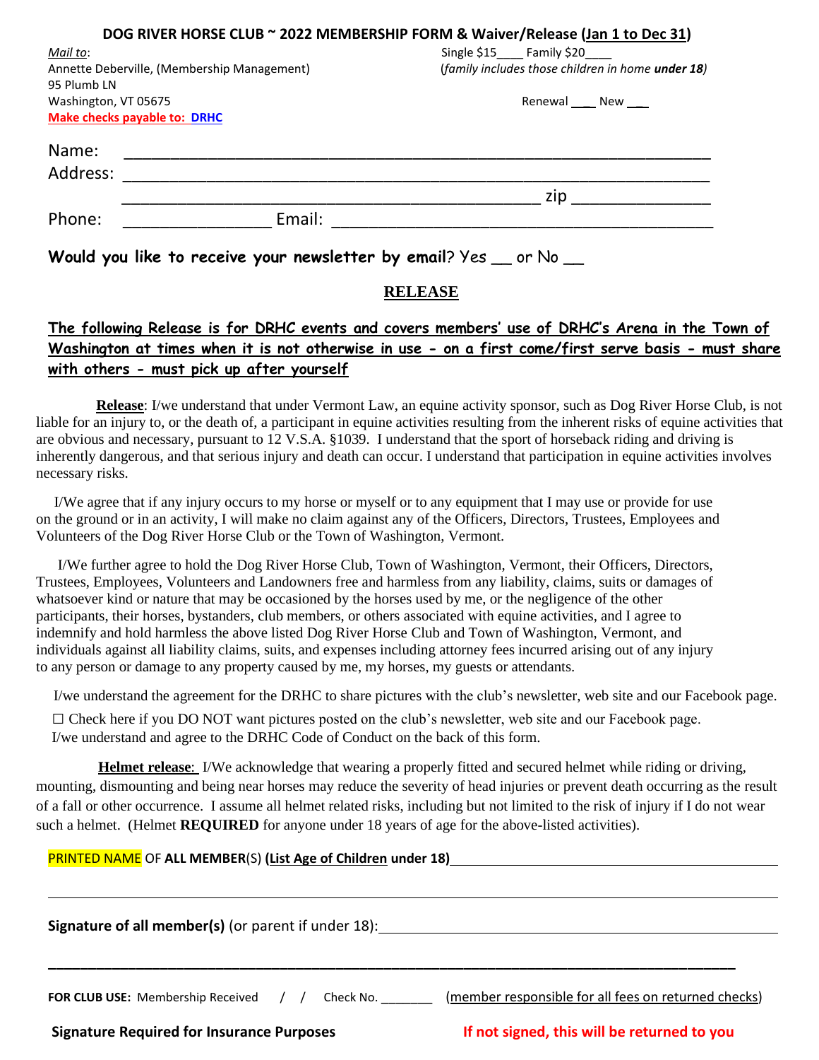# DOG RIVER HORSE CLUB ~ 2022 MEMBERSHIP FORM & Waiver/Release (Jan 1 to Dec 31)

*Mail to*:
Annette Deberville, (Membership Management)
95 Plumb LN
Washington, VT 05675
**Make checks payable to: DRHC**

Single $15____ Family $20____
(*family includes those children in home **under 18***)

Renewal ___ New ___

Name: ____________________________________________________________

Address: ____________________________________________________________

______________________________________________ zip _______________

Phone: ________________ Email: __________________________________________

**Would you like to receive your newsletter by email?** Yes __ or No __

## RELEASE

**The following Release is for DRHC events and covers members' use of DRHC's Arena in the Town of Washington at times when it is not otherwise in use - on a first come/first serve basis - must share with others - must pick up after yourself**

**Release**: I/we understand that under Vermont Law, an equine activity sponsor, such as Dog River Horse Club, is not liable for an injury to, or the death of, a participant in equine activities resulting from the inherent risks of equine activities that are obvious and necessary, pursuant to 12 V.S.A. §1039. I understand that the sport of horseback riding and driving is inherently dangerous, and that serious injury and death can occur. I understand that participation in equine activities involves necessary risks.

I/We agree that if any injury occurs to my horse or myself or to any equipment that I may use or provide for use on the ground or in an activity, I will make no claim against any of the Officers, Directors, Trustees, Employees and Volunteers of the Dog River Horse Club or the Town of Washington, Vermont.

I/We further agree to hold the Dog River Horse Club, Town of Washington, Vermont, their Officers, Directors, Trustees, Employees, Volunteers and Landowners free and harmless from any liability, claims, suits or damages of whatsoever kind or nature that may be occasioned by the horses used by me, or the negligence of the other participants, their horses, bystanders, club members, or others associated with equine activities, and I agree to indemnify and hold harmless the above listed Dog River Horse Club and Town of Washington, Vermont, and individuals against all liability claims, suits, and expenses including attorney fees incurred arising out of any injury to any person or damage to any property caused by me, my horses, my guests or attendants.

I/we understand the agreement for the DRHC to share pictures with the club's newsletter, web site and our Facebook page.

☐ Check here if you DO NOT want pictures posted on the club's newsletter, web site and our Facebook page.
I/we understand and agree to the DRHC Code of Conduct on the back of this form.

**Helmet release**: I/We acknowledge that wearing a properly fitted and secured helmet while riding or driving, mounting, dismounting and being near horses may reduce the severity of head injuries or prevent death occurring as the result of a fall or other occurrence. I assume all helmet related risks, including but not limited to the risk of injury if I do not wear such a helmet. (Helmet **REQUIRED** for anyone under 18 years of age for the above-listed activities).

PRINTED NAME OF **ALL MEMBER**(S) **(List Age of Children under 18)**____________________________________________

______________________________________________________________________________

**Signature of all member(s)** (or parent if under 18):____________________________________________

______________________________________________________________________________

**FOR CLUB USE:** Membership Received / / Check No. _______ (member responsible for all fees on returned checks)

**Signature Required for Insurance Purposes** **If not signed, this will be returned to you**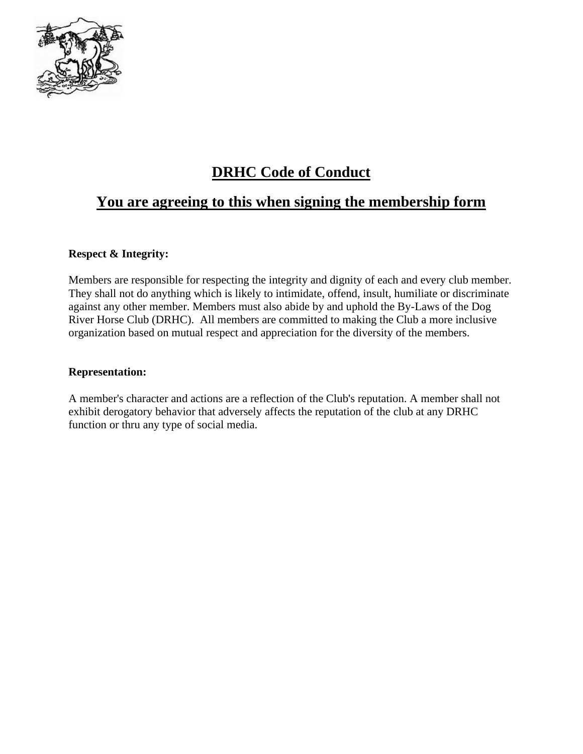# DRHC Code of Conduct

## You are agreeing to this when signing the membership form

**Respect & Integrity:**

Members are responsible for respecting the integrity and dignity of each and every club member. They shall not do anything which is likely to intimidate, offend, insult, humiliate or discriminate against any other member. Members must also abide by and uphold the By-Laws of the Dog River Horse Club (DRHC). All members are committed to making the Club a more inclusive organization based on mutual respect and appreciation for the diversity of the members.

**Representation:**

A member's character and actions are a reflection of the Club's reputation. A member shall not exhibit derogatory behavior that adversely affects the reputation of the club at any DRHC function or thru any type of social media.